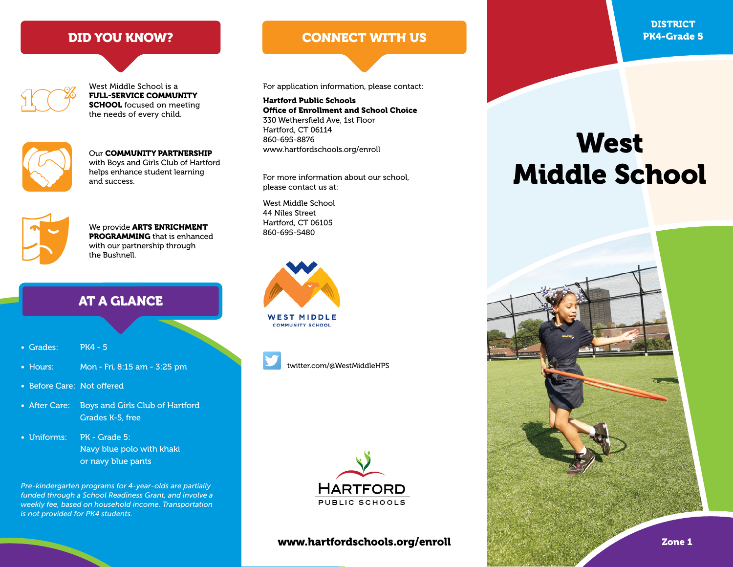# West Middle School

DISTRICT
PK4-Grade 5

Zone 1

## DID YOU KNOW?

West Middle School is a **FULL-SERVICE COMMUNITY SCHOOL** focused on meeting the needs of every child.

Our **COMMUNITY PARTNERSHIP** with Boys and Girls Club of Hartford helps enhance student learning and success.

We provide **ARTS ENRICHMENT PROGRAMMING** that is enhanced with our partnership through the Bushnell.

## AT A GLANCE

- Grades: PK4 - 5
- Hours: Mon - Fri, 8:15 am - 3:25 pm
- Before Care: Not offered
- After Care: Boys and Girls Club of Hartford Grades K-5, free
- Uniforms: PK - Grade 5: Navy blue polo with khaki or navy blue pants

*Pre-kindergarten programs for 4-year-olds are partially funded through a School Readiness Grant, and involve a weekly fee, based on household income. Transportation is not provided for PK4 students.*

## CONNECT WITH US

For application information, please contact:

**Hartford Public Schools**
**Office of Enrollment and School Choice**
330 Wethersfield Ave, 1st Floor
Hartford, CT 06114
860-695-8876
www.hartfordschools.org/enroll

For more information about our school, please contact us at:

West Middle School
44 Niles Street
Hartford, CT 06105
860-695-5480

WEST MIDDLE
COMMUNITY SCHOOL

twitter.com/@WestMiddleHPS

HARTFORD
PUBLIC SCHOOLS

**www.hartfordschools.org/enroll**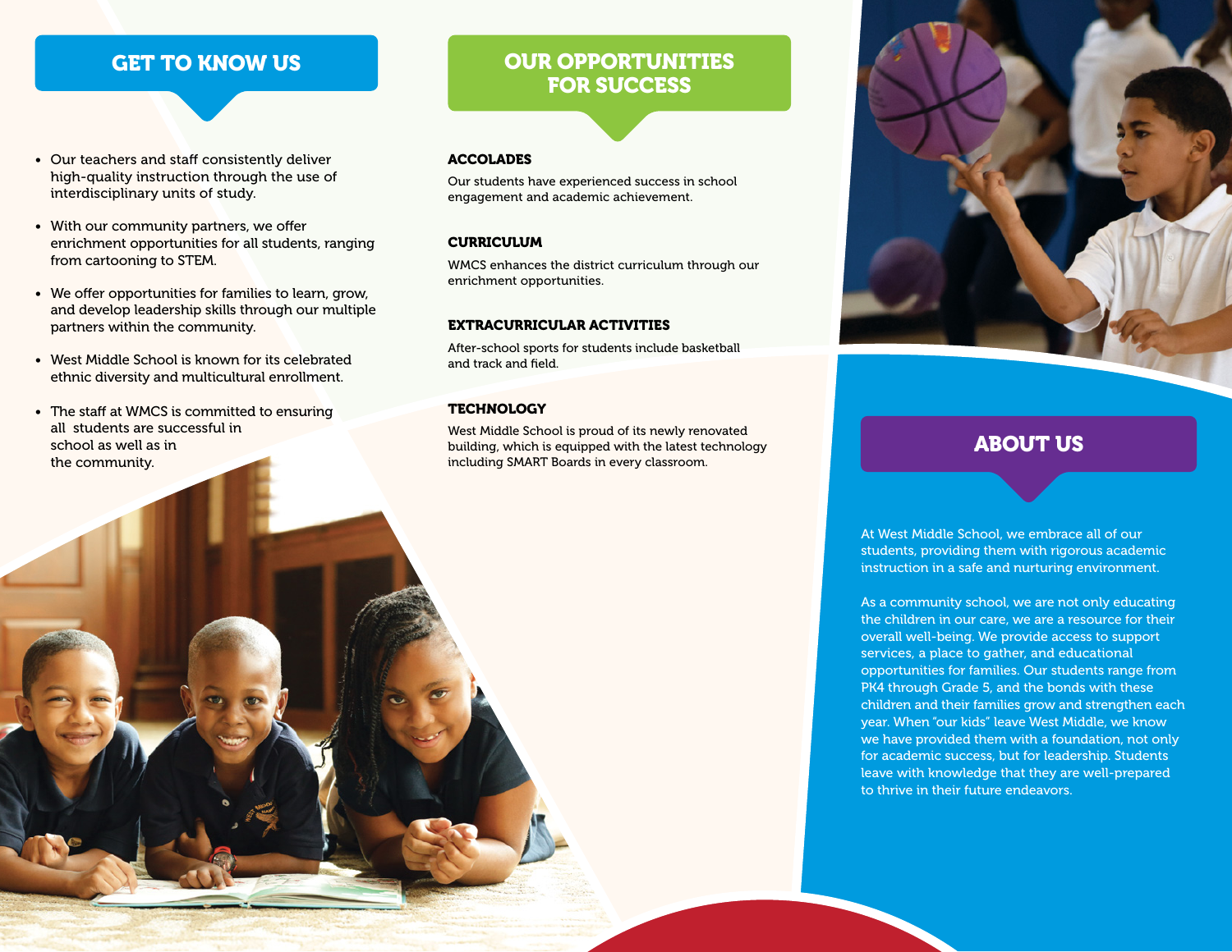## GET TO KNOW US

- Our teachers and staff consistently deliver high-quality instruction through the use of interdisciplinary units of study.
- With our community partners, we offer enrichment opportunities for all students, ranging from cartooning to STEM.
- We offer opportunities for families to learn, grow, and develop leadership skills through our multiple partners within the community.
- West Middle School is known for its celebrated ethnic diversity and multicultural enrollment.
- The staff at WMCS is committed to ensuring all students are successful in school as well as in the community.

## OUR OPPORTUNITIES FOR SUCCESS

### ACCOLADES

Our students have experienced success in school engagement and academic achievement.

### CURRICULUM

WMCS enhances the district curriculum through our enrichment opportunities.

### EXTRACURRICULAR ACTIVITIES

After-school sports for students include basketball and track and field.

### TECHNOLOGY

West Middle School is proud of its newly renovated building, which is equipped with the latest technology including SMART Boards in every classroom.

## ABOUT US

At West Middle School, we embrace all of our students, providing them with rigorous academic instruction in a safe and nurturing environment.

As a community school, we are not only educating the children in our care, we are a resource for their overall well-being. We provide access to support services, a place to gather, and educational opportunities for families. Our students range from PK4 through Grade 5, and the bonds with these children and their families grow and strengthen each year. When "our kids" leave West Middle, we know we have provided them with a foundation, not only for academic success, but for leadership. Students leave with knowledge that they are well-prepared to thrive in their future endeavors.